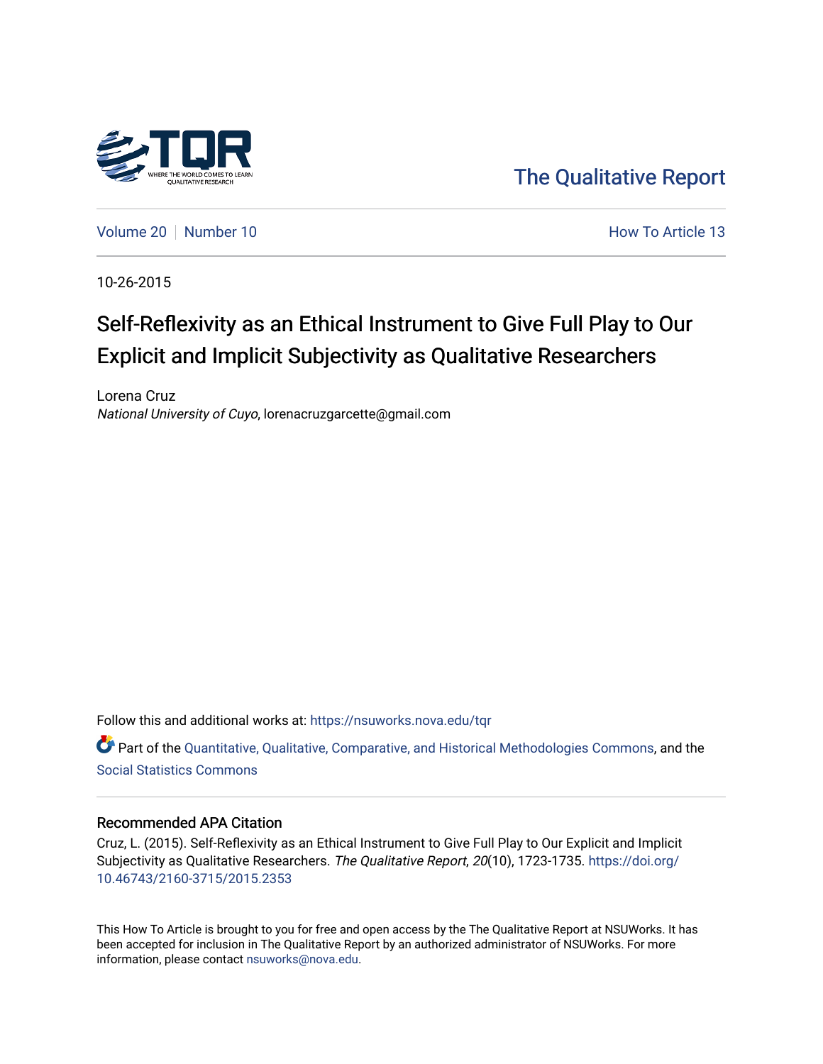The Qualitative Report

Volume 20 | Number 10

How To Article 13

10-26-2015

# Self-Reflexivity as an Ethical Instrument to Give Full Play to Our Explicit and Implicit Subjectivity as Qualitative Researchers

Lorena Cruz
*National University of Cuyo*, lorenacruzgarcette@gmail.com

Follow this and additional works at: https://nsuworks.nova.edu/tqr

Part of the Quantitative, Qualitative, Comparative, and Historical Methodologies Commons, and the Social Statistics Commons

## Recommended APA Citation

Cruz, L. (2015). Self-Reflexivity as an Ethical Instrument to Give Full Play to Our Explicit and Implicit Subjectivity as Qualitative Researchers. *The Qualitative Report*, *20*(10), 1723-1735. https://doi.org/10.46743/2160-3715/2015.2353

This How To Article is brought to you for free and open access by the The Qualitative Report at NSUWorks. It has been accepted for inclusion in The Qualitative Report by an authorized administrator of NSUWorks. For more information, please contact nsuworks@nova.edu.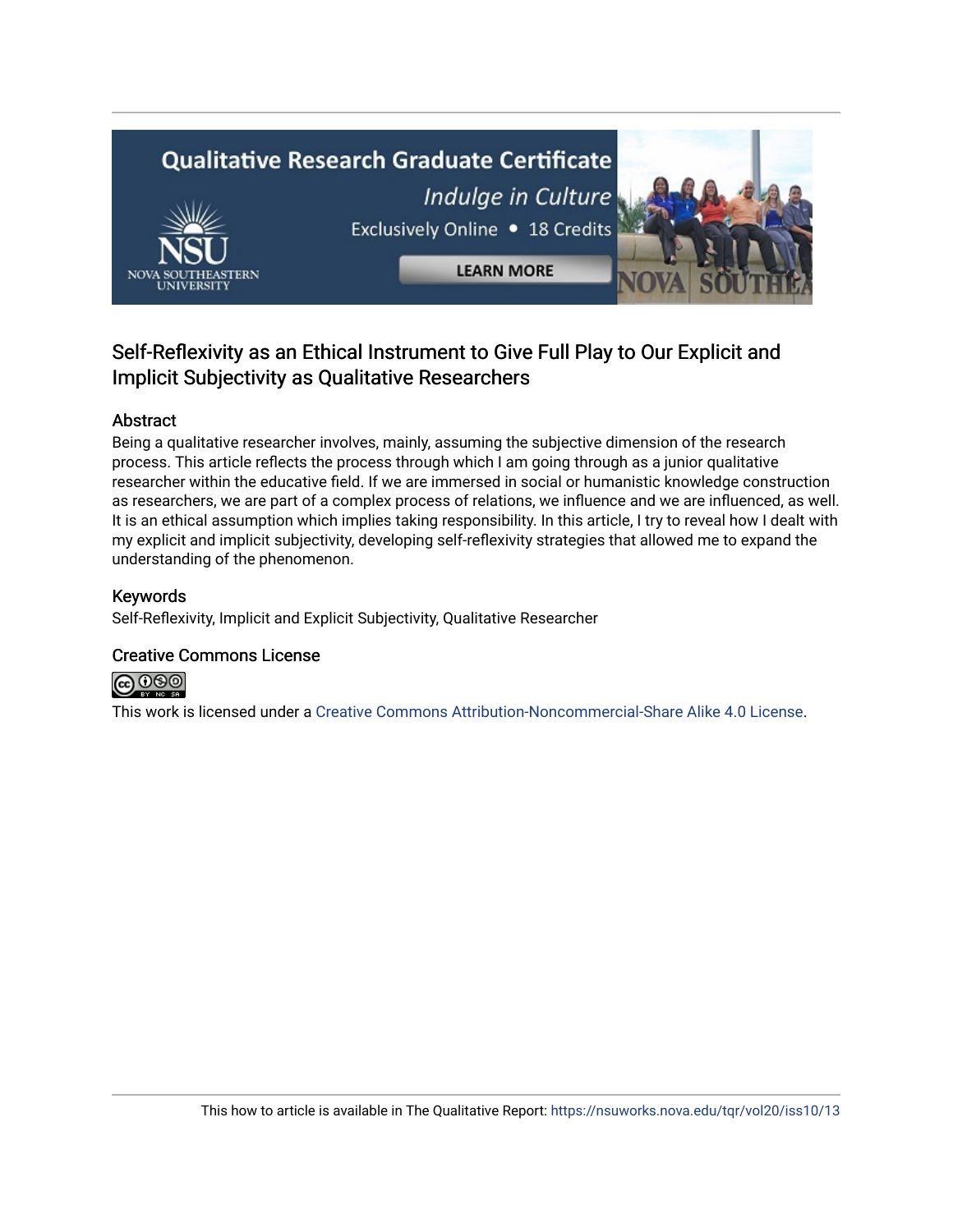## Self-Reflexivity as an Ethical Instrument to Give Full Play to Our Explicit and Implicit Subjectivity as Qualitative Researchers

### Abstract

Being a qualitative researcher involves, mainly, assuming the subjective dimension of the research process. This article reflects the process through which I am going through as a junior qualitative researcher within the educative field. If we are immersed in social or humanistic knowledge construction as researchers, we are part of a complex process of relations, we influence and we are influenced, as well. It is an ethical assumption which implies taking responsibility. In this article, I try to reveal how I dealt with my explicit and implicit subjectivity, developing self-reflexivity strategies that allowed me to expand the understanding of the phenomenon.

### Keywords

Self-Reflexivity, Implicit and Explicit Subjectivity, Qualitative Researcher

### Creative Commons License

This work is licensed under a Creative Commons Attribution-Noncommercial-Share Alike 4.0 License.

This how to article is available in The Qualitative Report: https://nsuworks.nova.edu/tqr/vol20/iss10/13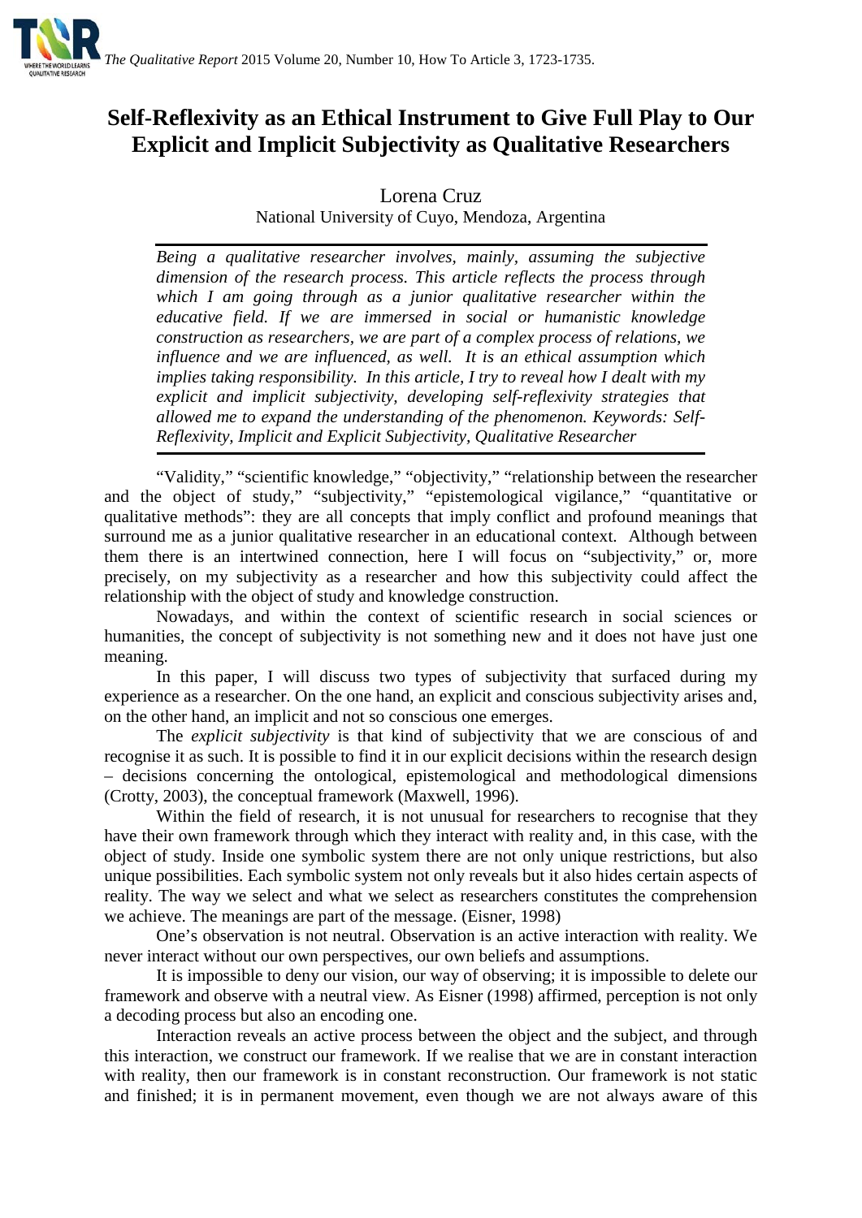# Self-Reflexivity as an Ethical Instrument to Give Full Play to Our Explicit and Implicit Subjectivity as Qualitative Researchers

Lorena Cruz

National University of Cuyo, Mendoza, Argentina

*Being a qualitative researcher involves, mainly, assuming the subjective dimension of the research process. This article reflects the process through which I am going through as a junior qualitative researcher within the educative field. If we are immersed in social or humanistic knowledge construction as researchers, we are part of a complex process of relations, we influence and we are influenced, as well. It is an ethical assumption which implies taking responsibility. In this article, I try to reveal how I dealt with my explicit and implicit subjectivity, developing self-reflexivity strategies that allowed me to expand the understanding of the phenomenon. Keywords: Self-Reflexivity, Implicit and Explicit Subjectivity, Qualitative Researcher*

"Validity," "scientific knowledge," "objectivity," "relationship between the researcher and the object of study," "subjectivity," "epistemological vigilance," "quantitative or qualitative methods": they are all concepts that imply conflict and profound meanings that surround me as a junior qualitative researcher in an educational context. Although between them there is an intertwined connection, here I will focus on "subjectivity," or, more precisely, on my subjectivity as a researcher and how this subjectivity could affect the relationship with the object of study and knowledge construction.

Nowadays, and within the context of scientific research in social sciences or humanities, the concept of subjectivity is not something new and it does not have just one meaning.

In this paper, I will discuss two types of subjectivity that surfaced during my experience as a researcher. On the one hand, an explicit and conscious subjectivity arises and, on the other hand, an implicit and not so conscious one emerges.

The *explicit subjectivity* is that kind of subjectivity that we are conscious of and recognise it as such. It is possible to find it in our explicit decisions within the research design – decisions concerning the ontological, epistemological and methodological dimensions (Crotty, 2003), the conceptual framework (Maxwell, 1996).

Within the field of research, it is not unusual for researchers to recognise that they have their own framework through which they interact with reality and, in this case, with the object of study. Inside one symbolic system there are not only unique restrictions, but also unique possibilities. Each symbolic system not only reveals but it also hides certain aspects of reality. The way we select and what we select as researchers constitutes the comprehension we achieve. The meanings are part of the message. (Eisner, 1998)

One's observation is not neutral. Observation is an active interaction with reality. We never interact without our own perspectives, our own beliefs and assumptions.

It is impossible to deny our vision, our way of observing; it is impossible to delete our framework and observe with a neutral view. As Eisner (1998) affirmed, perception is not only a decoding process but also an encoding one.

Interaction reveals an active process between the object and the subject, and through this interaction, we construct our framework. If we realise that we are in constant interaction with reality, then our framework is in constant reconstruction. Our framework is not static and finished; it is in permanent movement, even though we are not always aware of this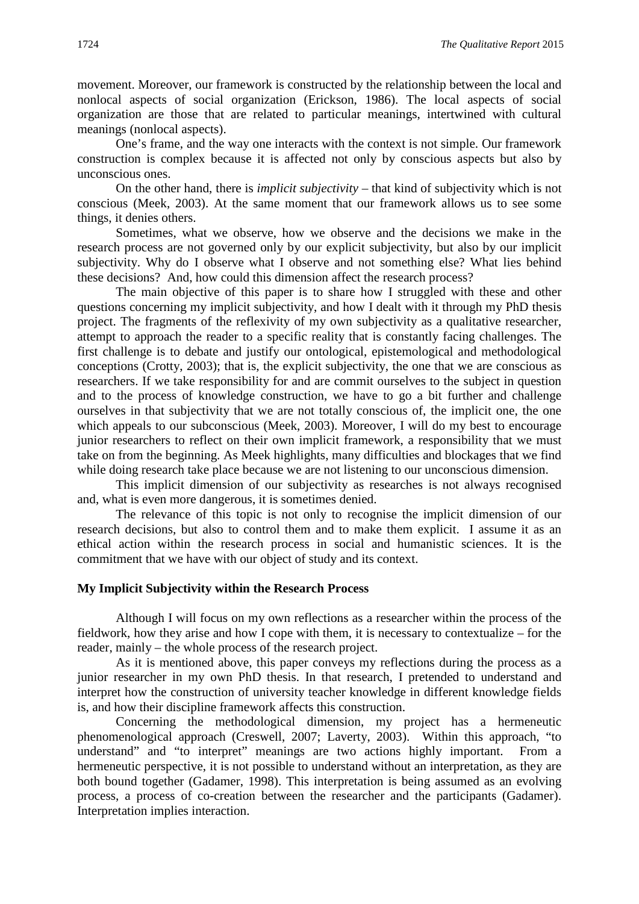movement. Moreover, our framework is constructed by the relationship between the local and nonlocal aspects of social organization (Erickson, 1986). The local aspects of social organization are those that are related to particular meanings, intertwined with cultural meanings (nonlocal aspects).

One's frame, and the way one interacts with the context is not simple. Our framework construction is complex because it is affected not only by conscious aspects but also by unconscious ones.

On the other hand, there is *implicit subjectivity* – that kind of subjectivity which is not conscious (Meek, 2003). At the same moment that our framework allows us to see some things, it denies others.

Sometimes, what we observe, how we observe and the decisions we make in the research process are not governed only by our explicit subjectivity, but also by our implicit subjectivity. Why do I observe what I observe and not something else? What lies behind these decisions? And, how could this dimension affect the research process?

The main objective of this paper is to share how I struggled with these and other questions concerning my implicit subjectivity, and how I dealt with it through my PhD thesis project. The fragments of the reflexivity of my own subjectivity as a qualitative researcher, attempt to approach the reader to a specific reality that is constantly facing challenges. The first challenge is to debate and justify our ontological, epistemological and methodological conceptions (Crotty, 2003); that is, the explicit subjectivity, the one that we are conscious as researchers. If we take responsibility for and are commit ourselves to the subject in question and to the process of knowledge construction, we have to go a bit further and challenge ourselves in that subjectivity that we are not totally conscious of, the implicit one, the one which appeals to our subconscious (Meek, 2003). Moreover, I will do my best to encourage junior researchers to reflect on their own implicit framework, a responsibility that we must take on from the beginning. As Meek highlights, many difficulties and blockages that we find while doing research take place because we are not listening to our unconscious dimension.

This implicit dimension of our subjectivity as researches is not always recognised and, what is even more dangerous, it is sometimes denied.

The relevance of this topic is not only to recognise the implicit dimension of our research decisions, but also to control them and to make them explicit. I assume it as an ethical action within the research process in social and humanistic sciences. It is the commitment that we have with our object of study and its context.

## My Implicit Subjectivity within the Research Process

Although I will focus on my own reflections as a researcher within the process of the fieldwork, how they arise and how I cope with them, it is necessary to contextualize – for the reader, mainly – the whole process of the research project.

As it is mentioned above, this paper conveys my reflections during the process as a junior researcher in my own PhD thesis. In that research, I pretended to understand and interpret how the construction of university teacher knowledge in different knowledge fields is, and how their discipline framework affects this construction.

Concerning the methodological dimension, my project has a hermeneutic phenomenological approach (Creswell, 2007; Laverty, 2003). Within this approach, "to understand" and "to interpret" meanings are two actions highly important. From a hermeneutic perspective, it is not possible to understand without an interpretation, as they are both bound together (Gadamer, 1998). This interpretation is being assumed as an evolving process, a process of co-creation between the researcher and the participants (Gadamer). Interpretation implies interaction.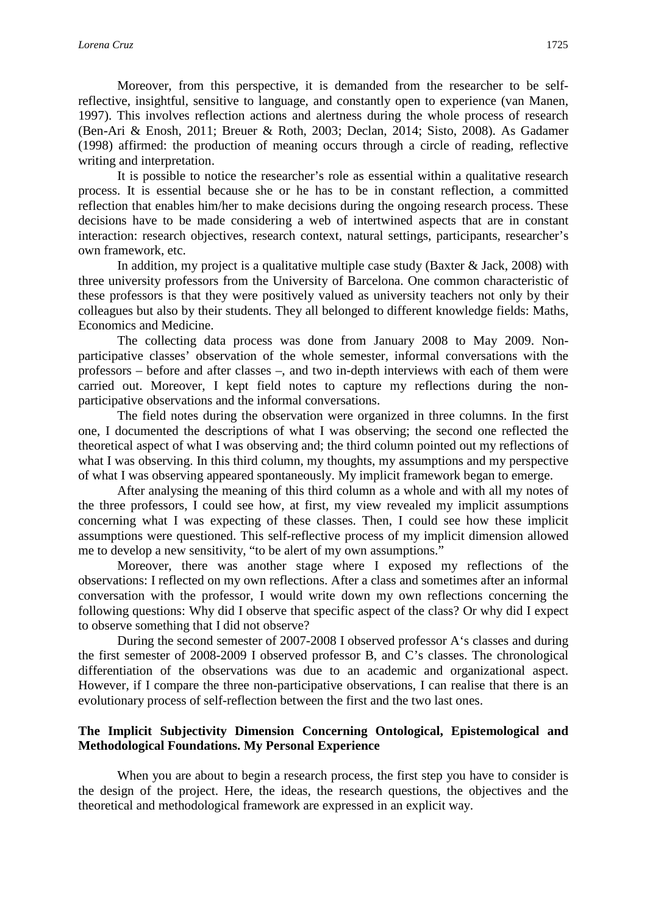Moreover, from this perspective, it is demanded from the researcher to be self-reflective, insightful, sensitive to language, and constantly open to experience (van Manen, 1997). This involves reflection actions and alertness during the whole process of research (Ben-Ari & Enosh, 2011; Breuer & Roth, 2003; Declan, 2014; Sisto, 2008). As Gadamer (1998) affirmed: the production of meaning occurs through a circle of reading, reflective writing and interpretation.

It is possible to notice the researcher's role as essential within a qualitative research process. It is essential because she or he has to be in constant reflection, a committed reflection that enables him/her to make decisions during the ongoing research process. These decisions have to be made considering a web of intertwined aspects that are in constant interaction: research objectives, research context, natural settings, participants, researcher's own framework, etc.

In addition, my project is a qualitative multiple case study (Baxter & Jack, 2008) with three university professors from the University of Barcelona. One common characteristic of these professors is that they were positively valued as university teachers not only by their colleagues but also by their students. They all belonged to different knowledge fields: Maths, Economics and Medicine.

The collecting data process was done from January 2008 to May 2009. Non-participative classes' observation of the whole semester, informal conversations with the professors – before and after classes –, and two in-depth interviews with each of them were carried out. Moreover, I kept field notes to capture my reflections during the non-participative observations and the informal conversations.

The field notes during the observation were organized in three columns. In the first one, I documented the descriptions of what I was observing; the second one reflected the theoretical aspect of what I was observing and; the third column pointed out my reflections of what I was observing. In this third column, my thoughts, my assumptions and my perspective of what I was observing appeared spontaneously. My implicit framework began to emerge.

After analysing the meaning of this third column as a whole and with all my notes of the three professors, I could see how, at first, my view revealed my implicit assumptions concerning what I was expecting of these classes. Then, I could see how these implicit assumptions were questioned. This self-reflective process of my implicit dimension allowed me to develop a new sensitivity, "to be alert of my own assumptions."

Moreover, there was another stage where I exposed my reflections of the observations: I reflected on my own reflections. After a class and sometimes after an informal conversation with the professor, I would write down my own reflections concerning the following questions: Why did I observe that specific aspect of the class? Or why did I expect to observe something that I did not observe?

During the second semester of 2007-2008 I observed professor A's classes and during the first semester of 2008-2009 I observed professor B, and C's classes. The chronological differentiation of the observations was due to an academic and organizational aspect. However, if I compare the three non-participative observations, I can realise that there is an evolutionary process of self-reflection between the first and the two last ones.

## The Implicit Subjectivity Dimension Concerning Ontological, Epistemological and Methodological Foundations. My Personal Experience

When you are about to begin a research process, the first step you have to consider is the design of the project. Here, the ideas, the research questions, the objectives and the theoretical and methodological framework are expressed in an explicit way.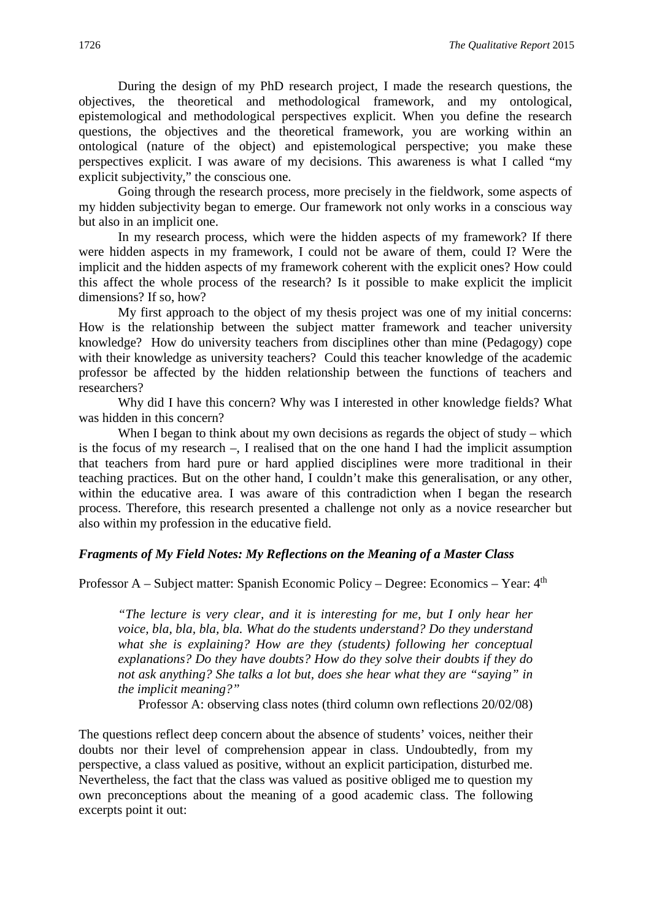During the design of my PhD research project, I made the research questions, the objectives, the theoretical and methodological framework, and my ontological, epistemological and methodological perspectives explicit. When you define the research questions, the objectives and the theoretical framework, you are working within an ontological (nature of the object) and epistemological perspective; you make these perspectives explicit. I was aware of my decisions. This awareness is what I called "my explicit subjectivity," the conscious one.

Going through the research process, more precisely in the fieldwork, some aspects of my hidden subjectivity began to emerge. Our framework not only works in a conscious way but also in an implicit one.

In my research process, which were the hidden aspects of my framework? If there were hidden aspects in my framework, I could not be aware of them, could I? Were the implicit and the hidden aspects of my framework coherent with the explicit ones? How could this affect the whole process of the research? Is it possible to make explicit the implicit dimensions? If so, how?

My first approach to the object of my thesis project was one of my initial concerns: How is the relationship between the subject matter framework and teacher university knowledge? How do university teachers from disciplines other than mine (Pedagogy) cope with their knowledge as university teachers? Could this teacher knowledge of the academic professor be affected by the hidden relationship between the functions of teachers and researchers?

Why did I have this concern? Why was I interested in other knowledge fields? What was hidden in this concern?

When I began to think about my own decisions as regards the object of study – which is the focus of my research –, I realised that on the one hand I had the implicit assumption that teachers from hard pure or hard applied disciplines were more traditional in their teaching practices. But on the other hand, I couldn't make this generalisation, or any other, within the educative area. I was aware of this contradiction when I began the research process. Therefore, this research presented a challenge not only as a novice researcher but also within my profession in the educative field.

### *Fragments of My Field Notes: My Reflections on the Meaning of a Master Class*

Professor A – Subject matter: Spanish Economic Policy – Degree: Economics – Year: 4th

> *"The lecture is very clear, and it is interesting for me, but I only hear her voice, bla, bla, bla, bla. What do the students understand? Do they understand what she is explaining? How are they (students) following her conceptual explanations? Do they have doubts? How do they solve their doubts if they do not ask anything? She talks a lot but, does she hear what they are "saying" in the implicit meaning?"*
>
> Professor A: observing class notes (third column own reflections 20/02/08)

The questions reflect deep concern about the absence of students' voices, neither their doubts nor their level of comprehension appear in class. Undoubtedly, from my perspective, a class valued as positive, without an explicit participation, disturbed me. Nevertheless, the fact that the class was valued as positive obliged me to question my own preconceptions about the meaning of a good academic class. The following excerpts point it out: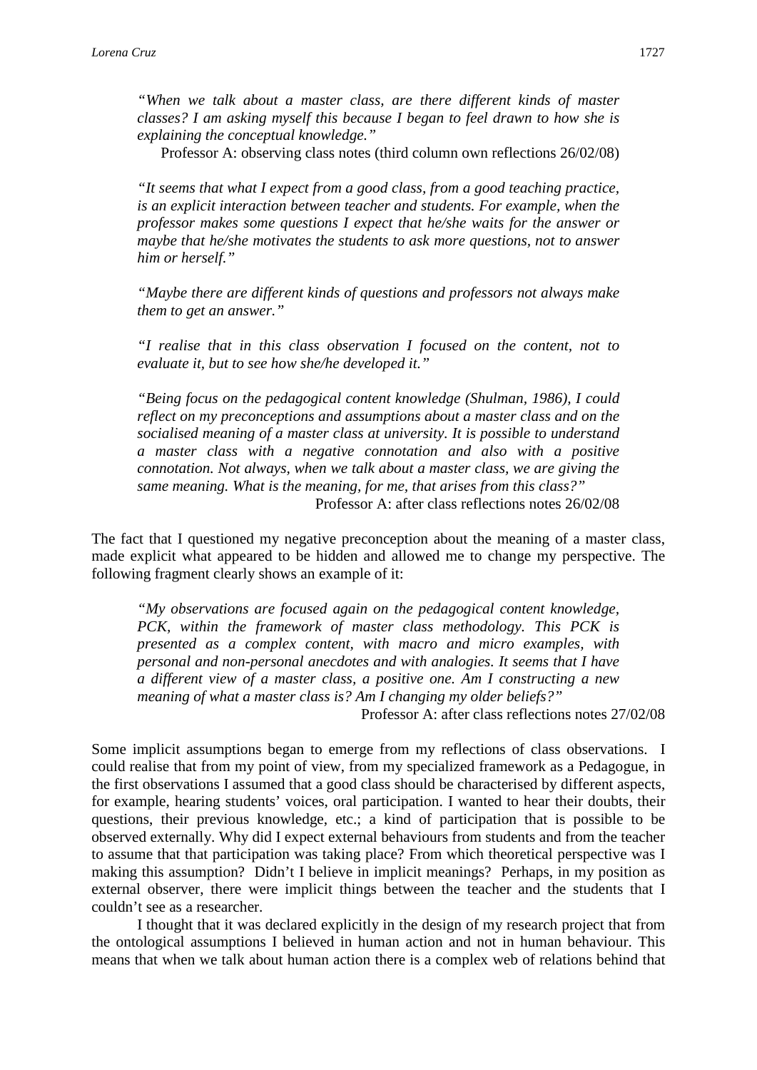> *"When we talk about a master class, are there different kinds of master classes? I am asking myself this because I began to feel drawn to how she is explaining the conceptual knowledge."*
>
> Professor A: observing class notes (third column own reflections 26/02/08)

> *"It seems that what I expect from a good class, from a good teaching practice, is an explicit interaction between teacher and students. For example, when the professor makes some questions I expect that he/she waits for the answer or maybe that he/she motivates the students to ask more questions, not to answer him or herself."*
>
> *"Maybe there are different kinds of questions and professors not always make them to get an answer."*
>
> *"I realise that in this class observation I focused on the content, not to evaluate it, but to see how she/he developed it."*
>
> *"Being focus on the pedagogical content knowledge (Shulman, 1986), I could reflect on my preconceptions and assumptions about a master class and on the socialised meaning of a master class at university. It is possible to understand a master class with a negative connotation and also with a positive connotation. Not always, when we talk about a master class, we are giving the same meaning. What is the meaning, for me, that arises from this class?"*
>
> Professor A: after class reflections notes 26/02/08

The fact that I questioned my negative preconception about the meaning of a master class, made explicit what appeared to be hidden and allowed me to change my perspective. The following fragment clearly shows an example of it:

> *"My observations are focused again on the pedagogical content knowledge, PCK, within the framework of master class methodology. This PCK is presented as a complex content, with macro and micro examples, with personal and non-personal anecdotes and with analogies. It seems that I have a different view of a master class, a positive one. Am I constructing a new meaning of what a master class is? Am I changing my older beliefs?"*
>
> Professor A: after class reflections notes 27/02/08

Some implicit assumptions began to emerge from my reflections of class observations. I could realise that from my point of view, from my specialized framework as a Pedagogue, in the first observations I assumed that a good class should be characterised by different aspects, for example, hearing students' voices, oral participation. I wanted to hear their doubts, their questions, their previous knowledge, etc.; a kind of participation that is possible to be observed externally. Why did I expect external behaviours from students and from the teacher to assume that that participation was taking place? From which theoretical perspective was I making this assumption? Didn't I believe in implicit meanings? Perhaps, in my position as external observer, there were implicit things between the teacher and the students that I couldn't see as a researcher.

I thought that it was declared explicitly in the design of my research project that from the ontological assumptions I believed in human action and not in human behaviour. This means that when we talk about human action there is a complex web of relations behind that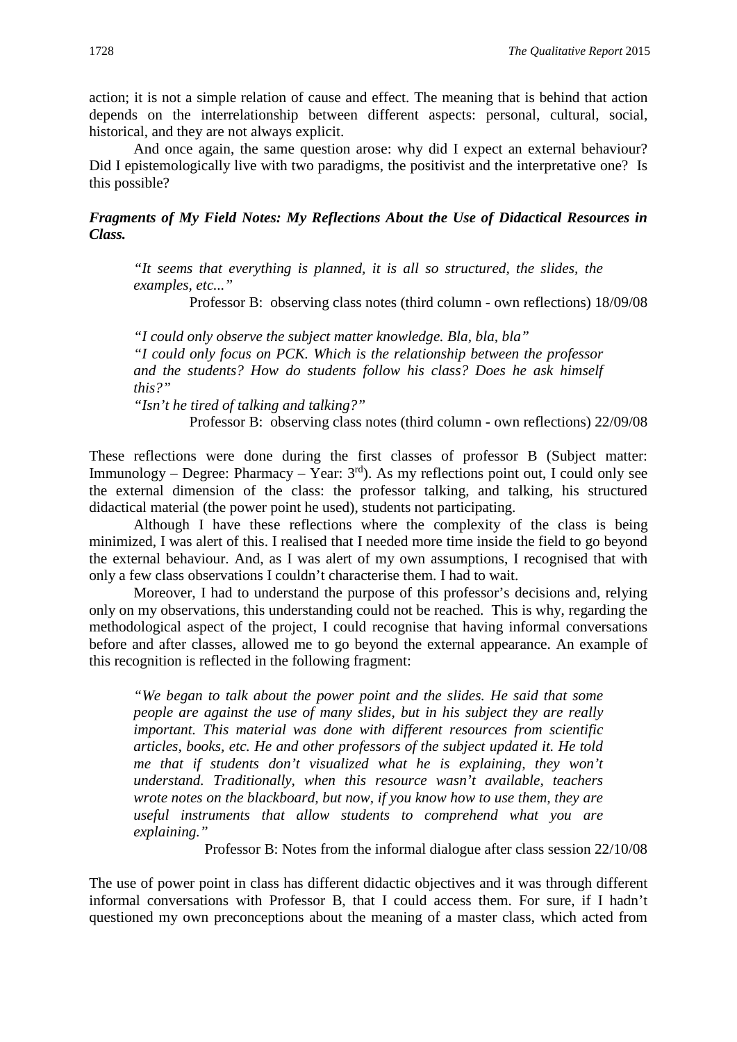action; it is not a simple relation of cause and effect. The meaning that is behind that action depends on the interrelationship between different aspects: personal, cultural, social, historical, and they are not always explicit.

And once again, the same question arose: why did I expect an external behaviour? Did I epistemologically live with two paradigms, the positivist and the interpretative one? Is this possible?

### *Fragments of My Field Notes: My Reflections About the Use of Didactical Resources in Class.*

> *"It seems that everything is planned, it is all so structured, the slides, the examples, etc..."*
>
> Professor B: observing class notes (third column - own reflections) 18/09/08

> *"I could only observe the subject matter knowledge. Bla, bla, bla"*
> *"I could only focus on PCK. Which is the relationship between the professor and the students? How do students follow his class? Does he ask himself this?"*
> *"Isn't he tired of talking and talking?"*
>
> Professor B: observing class notes (third column - own reflections) 22/09/08

These reflections were done during the first classes of professor B (Subject matter: Immunology – Degree: Pharmacy – Year: 3rd). As my reflections point out, I could only see the external dimension of the class: the professor talking, and talking, his structured didactical material (the power point he used), students not participating.

Although I have these reflections where the complexity of the class is being minimized, I was alert of this. I realised that I needed more time inside the field to go beyond the external behaviour. And, as I was alert of my own assumptions, I recognised that with only a few class observations I couldn't characterise them. I had to wait.

Moreover, I had to understand the purpose of this professor's decisions and, relying only on my observations, this understanding could not be reached. This is why, regarding the methodological aspect of the project, I could recognise that having informal conversations before and after classes, allowed me to go beyond the external appearance. An example of this recognition is reflected in the following fragment:

> *"We began to talk about the power point and the slides. He said that some people are against the use of many slides, but in his subject they are really important. This material was done with different resources from scientific articles, books, etc. He and other professors of the subject updated it. He told me that if students don't visualized what he is explaining, they won't understand. Traditionally, when this resource wasn't available, teachers wrote notes on the blackboard, but now, if you know how to use them, they are useful instruments that allow students to comprehend what you are explaining."*
>
> Professor B: Notes from the informal dialogue after class session 22/10/08

The use of power point in class has different didactic objectives and it was through different informal conversations with Professor B, that I could access them. For sure, if I hadn't questioned my own preconceptions about the meaning of a master class, which acted from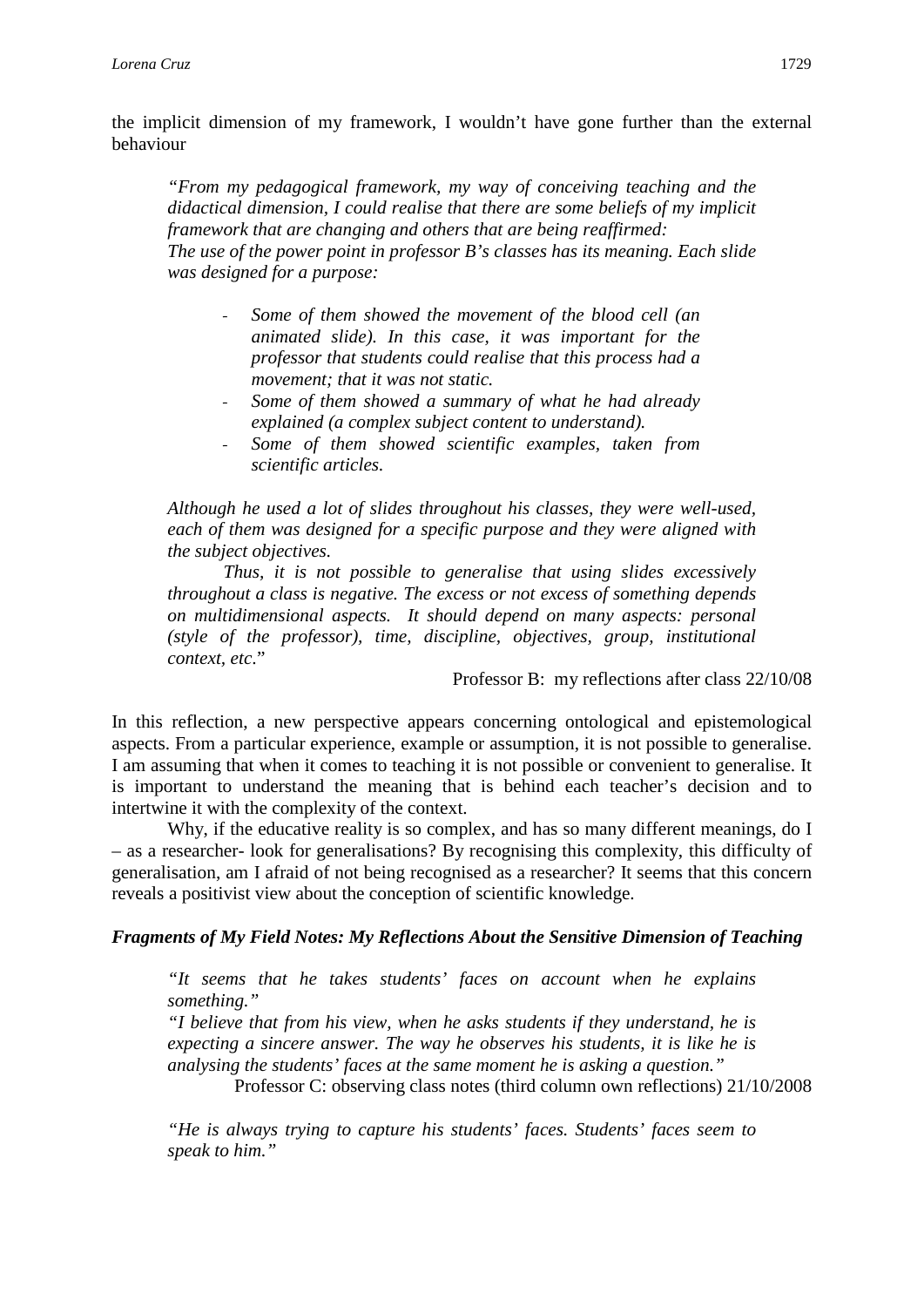the implicit dimension of my framework, I wouldn't have gone further than the external behaviour

> *"From my pedagogical framework, my way of conceiving teaching and the didactical dimension, I could realise that there are some beliefs of my implicit framework that are changing and others that are being reaffirmed:*
> *The use of the power point in professor B's classes has its meaning. Each slide was designed for a purpose:*
>
> - *Some of them showed the movement of the blood cell (an animated slide). In this case, it was important for the professor that students could realise that this process had a movement; that it was not static.*
> - *Some of them showed a summary of what he had already explained (a complex subject content to understand).*
> - *Some of them showed scientific examples, taken from scientific articles.*
>
> *Although he used a lot of slides throughout his classes, they were well-used, each of them was designed for a specific purpose and they were aligned with the subject objectives.*
>
> *Thus, it is not possible to generalise that using slides excessively throughout a class is negative. The excess or not excess of something depends on multidimensional aspects. It should depend on many aspects: personal (style of the professor), time, discipline, objectives, group, institutional context, etc.*"
>
> Professor B: my reflections after class 22/10/08

In this reflection, a new perspective appears concerning ontological and epistemological aspects. From a particular experience, example or assumption, it is not possible to generalise. I am assuming that when it comes to teaching it is not possible or convenient to generalise. It is important to understand the meaning that is behind each teacher's decision and to intertwine it with the complexity of the context.

Why, if the educative reality is so complex, and has so many different meanings, do I – as a researcher- look for generalisations? By recognising this complexity, this difficulty of generalisation, am I afraid of not being recognised as a researcher? It seems that this concern reveals a positivist view about the conception of scientific knowledge.

### *Fragments of My Field Notes: My Reflections About the Sensitive Dimension of Teaching*

> *"It seems that he takes students' faces on account when he explains something."*
> *"I believe that from his view, when he asks students if they understand, he is expecting a sincere answer. The way he observes his students, it is like he is analysing the students' faces at the same moment he is asking a question."*
>
> Professor C: observing class notes (third column own reflections) 21/10/2008

> *"He is always trying to capture his students' faces. Students' faces seem to speak to him."*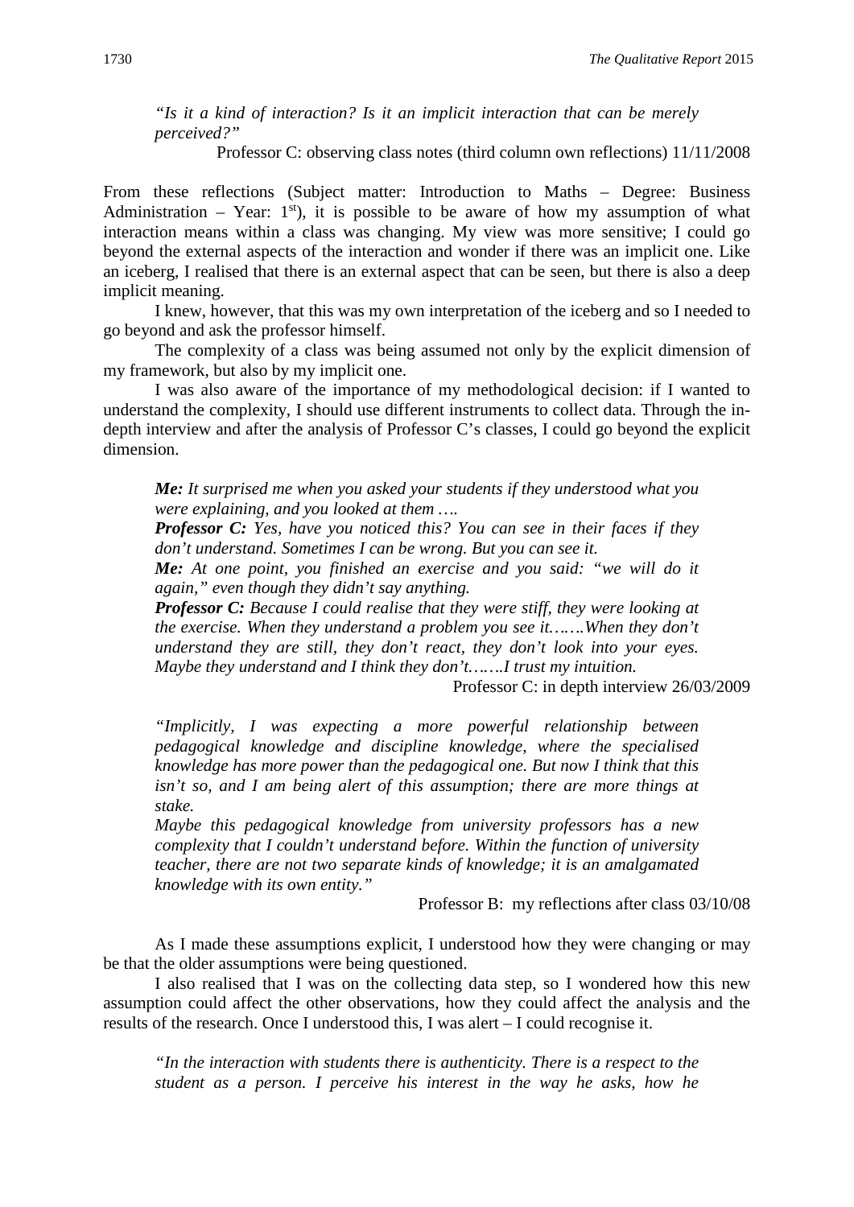*"Is it a kind of interaction? Is it an implicit interaction that can be merely perceived?"*

Professor C: observing class notes (third column own reflections) 11/11/2008

From these reflections (Subject matter: Introduction to Maths – Degree: Business Administration – Year: 1st), it is possible to be aware of how my assumption of what interaction means within a class was changing. My view was more sensitive; I could go beyond the external aspects of the interaction and wonder if there was an implicit one. Like an iceberg, I realised that there is an external aspect that can be seen, but there is also a deep implicit meaning.

I knew, however, that this was my own interpretation of the iceberg and so I needed to go beyond and ask the professor himself.

The complexity of a class was being assumed not only by the explicit dimension of my framework, but also by my implicit one.

I was also aware of the importance of my methodological decision: if I wanted to understand the complexity, I should use different instruments to collect data. Through the in-depth interview and after the analysis of Professor C's classes, I could go beyond the explicit dimension.

> ***Me:*** *It surprised me when you asked your students if they understood what you were explaining, and you looked at them ….*
>
> ***Professor C:*** *Yes, have you noticed this? You can see in their faces if they don't understand. Sometimes I can be wrong. But you can see it.*
>
> ***Me:*** *At one point, you finished an exercise and you said: "we will do it again," even though they didn't say anything.*
>
> ***Professor C:*** *Because I could realise that they were stiff, they were looking at the exercise. When they understand a problem you see it…….When they don't understand they are still, they don't react, they don't look into your eyes. Maybe they understand and I think they don't…….I trust my intuition.*

Professor C: in depth interview 26/03/2009

> *"Implicitly, I was expecting a more powerful relationship between pedagogical knowledge and discipline knowledge, where the specialised knowledge has more power than the pedagogical one. But now I think that this isn't so, and I am being alert of this assumption; there are more things at stake.*
>
> *Maybe this pedagogical knowledge from university professors has a new complexity that I couldn't understand before. Within the function of university teacher, there are not two separate kinds of knowledge; it is an amalgamated knowledge with its own entity."*

Professor B: my reflections after class 03/10/08

As I made these assumptions explicit, I understood how they were changing or may be that the older assumptions were being questioned.

I also realised that I was on the collecting data step, so I wondered how this new assumption could affect the other observations, how they could affect the analysis and the results of the research. Once I understood this, I was alert – I could recognise it.

> *"In the interaction with students there is authenticity. There is a respect to the student as a person. I perceive his interest in the way he asks, how he*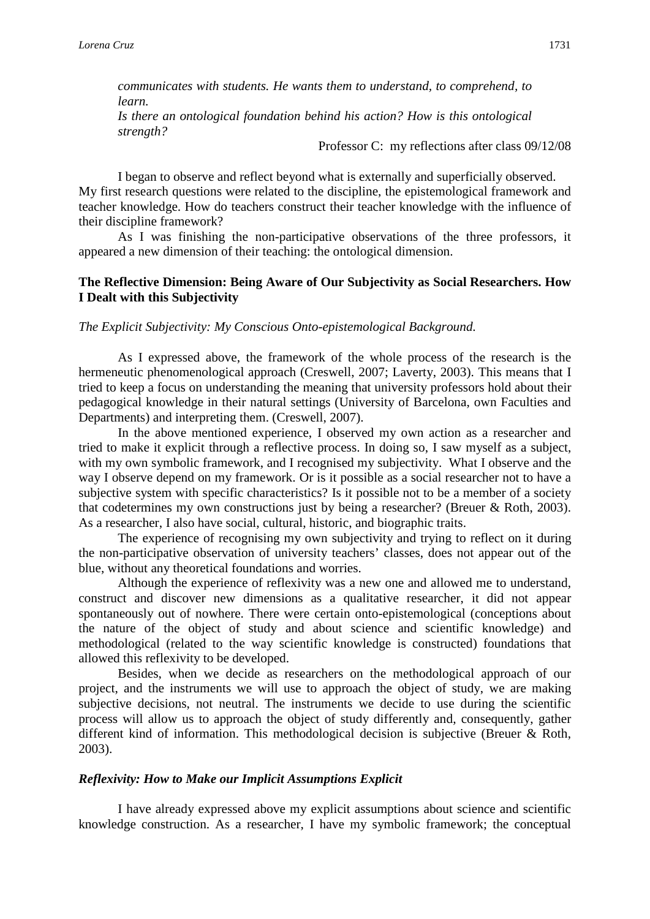*communicates with students. He wants them to understand, to comprehend, to learn.*
*Is there an ontological foundation behind his action? How is this ontological strength?*

Professor C: my reflections after class 09/12/08

I began to observe and reflect beyond what is externally and superficially observed. My first research questions were related to the discipline, the epistemological framework and teacher knowledge. How do teachers construct their teacher knowledge with the influence of their discipline framework?

As I was finishing the non-participative observations of the three professors, it appeared a new dimension of their teaching: the ontological dimension.

**The Reflective Dimension: Being Aware of Our Subjectivity as Social Researchers. How I Dealt with this Subjectivity**

*The Explicit Subjectivity: My Conscious Onto-epistemological Background.*

As I expressed above, the framework of the whole process of the research is the hermeneutic phenomenological approach (Creswell, 2007; Laverty, 2003). This means that I tried to keep a focus on understanding the meaning that university professors hold about their pedagogical knowledge in their natural settings (University of Barcelona, own Faculties and Departments) and interpreting them. (Creswell, 2007).

In the above mentioned experience, I observed my own action as a researcher and tried to make it explicit through a reflective process. In doing so, I saw myself as a subject, with my own symbolic framework, and I recognised my subjectivity. What I observe and the way I observe depend on my framework. Or is it possible as a social researcher not to have a subjective system with specific characteristics? Is it possible not to be a member of a society that codetermines my own constructions just by being a researcher? (Breuer & Roth, 2003). As a researcher, I also have social, cultural, historic, and biographic traits.

The experience of recognising my own subjectivity and trying to reflect on it during the non-participative observation of university teachers' classes, does not appear out of the blue, without any theoretical foundations and worries.

Although the experience of reflexivity was a new one and allowed me to understand, construct and discover new dimensions as a qualitative researcher, it did not appear spontaneously out of nowhere. There were certain onto-epistemological (conceptions about the nature of the object of study and about science and scientific knowledge) and methodological (related to the way scientific knowledge is constructed) foundations that allowed this reflexivity to be developed.

Besides, when we decide as researchers on the methodological approach of our project, and the instruments we will use to approach the object of study, we are making subjective decisions, not neutral. The instruments we decide to use during the scientific process will allow us to approach the object of study differently and, consequently, gather different kind of information. This methodological decision is subjective (Breuer & Roth, 2003).

***Reflexivity: How to Make our Implicit Assumptions Explicit***

I have already expressed above my explicit assumptions about science and scientific knowledge construction. As a researcher, I have my symbolic framework; the conceptual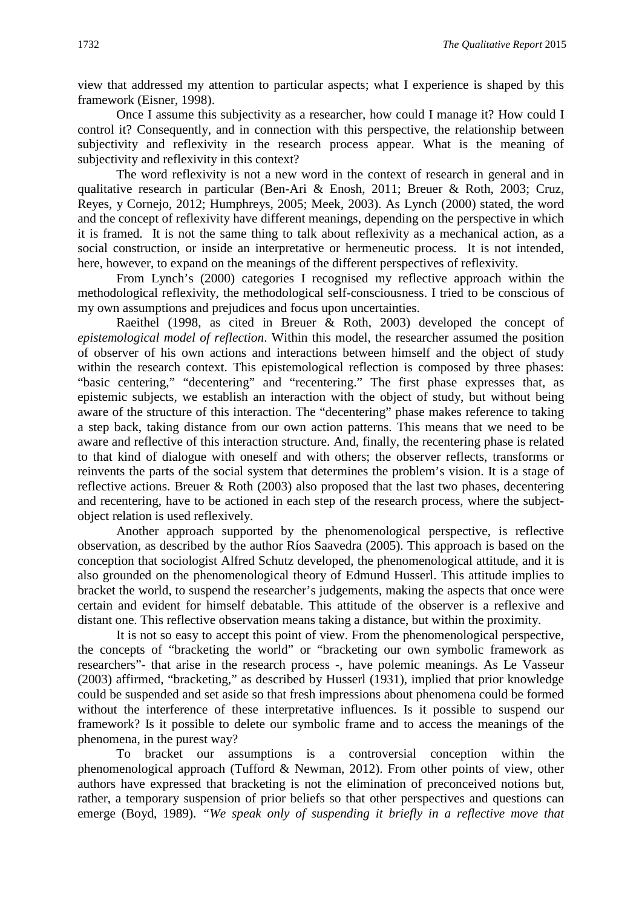view that addressed my attention to particular aspects; what I experience is shaped by this framework (Eisner, 1998).

Once I assume this subjectivity as a researcher, how could I manage it? How could I control it? Consequently, and in connection with this perspective, the relationship between subjectivity and reflexivity in the research process appear. What is the meaning of subjectivity and reflexivity in this context?

The word reflexivity is not a new word in the context of research in general and in qualitative research in particular (Ben-Ari & Enosh, 2011; Breuer & Roth, 2003; Cruz, Reyes, y Cornejo, 2012; Humphreys, 2005; Meek, 2003). As Lynch (2000) stated, the word and the concept of reflexivity have different meanings, depending on the perspective in which it is framed. It is not the same thing to talk about reflexivity as a mechanical action, as a social construction, or inside an interpretative or hermeneutic process. It is not intended, here, however, to expand on the meanings of the different perspectives of reflexivity.

From Lynch's (2000) categories I recognised my reflective approach within the methodological reflexivity, the methodological self-consciousness. I tried to be conscious of my own assumptions and prejudices and focus upon uncertainties.

Raeithel (1998, as cited in Breuer & Roth, 2003) developed the concept of *epistemological model of reflection*. Within this model, the researcher assumed the position of observer of his own actions and interactions between himself and the object of study within the research context. This epistemological reflection is composed by three phases: "basic centering," "decentering" and "recentering." The first phase expresses that, as epistemic subjects, we establish an interaction with the object of study, but without being aware of the structure of this interaction. The "decentering" phase makes reference to taking a step back, taking distance from our own action patterns. This means that we need to be aware and reflective of this interaction structure. And, finally, the recentering phase is related to that kind of dialogue with oneself and with others; the observer reflects, transforms or reinvents the parts of the social system that determines the problem's vision. It is a stage of reflective actions. Breuer & Roth (2003) also proposed that the last two phases, decentering and recentering, have to be actioned in each step of the research process, where the subject-object relation is used reflexively.

Another approach supported by the phenomenological perspective, is reflective observation, as described by the author Ríos Saavedra (2005). This approach is based on the conception that sociologist Alfred Schutz developed, the phenomenological attitude, and it is also grounded on the phenomenological theory of Edmund Husserl. This attitude implies to bracket the world, to suspend the researcher's judgements, making the aspects that once were certain and evident for himself debatable. This attitude of the observer is a reflexive and distant one. This reflective observation means taking a distance, but within the proximity.

It is not so easy to accept this point of view. From the phenomenological perspective, the concepts of "bracketing the world" or "bracketing our own symbolic framework as researchers"- that arise in the research process -, have polemic meanings. As Le Vasseur (2003) affirmed, "bracketing," as described by Husserl (1931), implied that prior knowledge could be suspended and set aside so that fresh impressions about phenomena could be formed without the interference of these interpretative influences. Is it possible to suspend our framework? Is it possible to delete our symbolic frame and to access the meanings of the phenomena, in the purest way?

To bracket our assumptions is a controversial conception within the phenomenological approach (Tufford & Newman, 2012). From other points of view, other authors have expressed that bracketing is not the elimination of preconceived notions but, rather, a temporary suspension of prior beliefs so that other perspectives and questions can emerge (Boyd, 1989). "*We speak only of suspending it briefly in a reflective move that*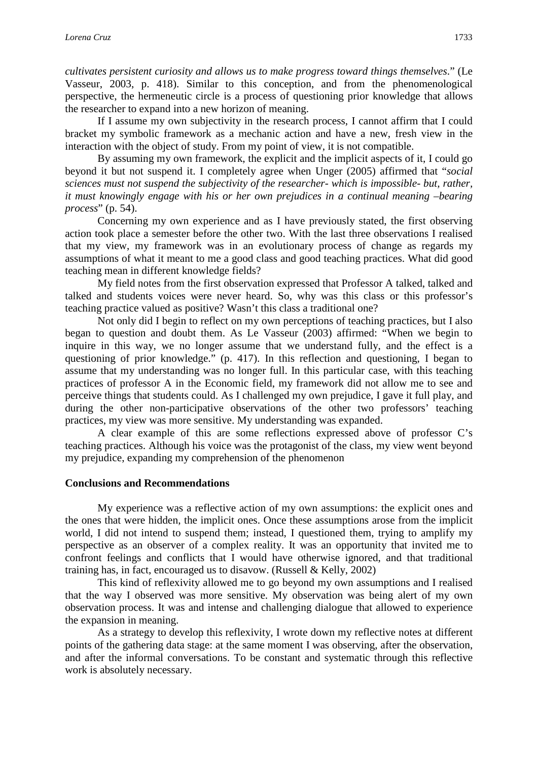*cultivates persistent curiosity and allows us to make progress toward things themselves*." (Le Vasseur, 2003, p. 418). Similar to this conception, and from the phenomenological perspective, the hermeneutic circle is a process of questioning prior knowledge that allows the researcher to expand into a new horizon of meaning.

If I assume my own subjectivity in the research process, I cannot affirm that I could bracket my symbolic framework as a mechanic action and have a new, fresh view in the interaction with the object of study. From my point of view, it is not compatible.

By assuming my own framework, the explicit and the implicit aspects of it, I could go beyond it but not suspend it. I completely agree when Unger (2005) affirmed that "*social sciences must not suspend the subjectivity of the researcher- which is impossible- but, rather, it must knowingly engage with his or her own prejudices in a continual meaning –bearing process*" (p. 54).

Concerning my own experience and as I have previously stated, the first observing action took place a semester before the other two. With the last three observations I realised that my view, my framework was in an evolutionary process of change as regards my assumptions of what it meant to me a good class and good teaching practices. What did good teaching mean in different knowledge fields?

My field notes from the first observation expressed that Professor A talked, talked and talked and students voices were never heard. So, why was this class or this professor's teaching practice valued as positive? Wasn't this class a traditional one?

Not only did I begin to reflect on my own perceptions of teaching practices, but I also began to question and doubt them. As Le Vasseur (2003) affirmed: "When we begin to inquire in this way, we no longer assume that we understand fully, and the effect is a questioning of prior knowledge." (p. 417). In this reflection and questioning, I began to assume that my understanding was no longer full. In this particular case, with this teaching practices of professor A in the Economic field, my framework did not allow me to see and perceive things that students could. As I challenged my own prejudice, I gave it full play, and during the other non-participative observations of the other two professors' teaching practices, my view was more sensitive. My understanding was expanded.

A clear example of this are some reflections expressed above of professor C's teaching practices. Although his voice was the protagonist of the class, my view went beyond my prejudice, expanding my comprehension of the phenomenon

## Conclusions and Recommendations

My experience was a reflective action of my own assumptions: the explicit ones and the ones that were hidden, the implicit ones. Once these assumptions arose from the implicit world, I did not intend to suspend them; instead, I questioned them, trying to amplify my perspective as an observer of a complex reality. It was an opportunity that invited me to confront feelings and conflicts that I would have otherwise ignored, and that traditional training has, in fact, encouraged us to disavow. (Russell & Kelly, 2002)

This kind of reflexivity allowed me to go beyond my own assumptions and I realised that the way I observed was more sensitive. My observation was being alert of my own observation process. It was and intense and challenging dialogue that allowed to experience the expansion in meaning.

As a strategy to develop this reflexivity, I wrote down my reflective notes at different points of the gathering data stage: at the same moment I was observing, after the observation, and after the informal conversations. To be constant and systematic through this reflective work is absolutely necessary.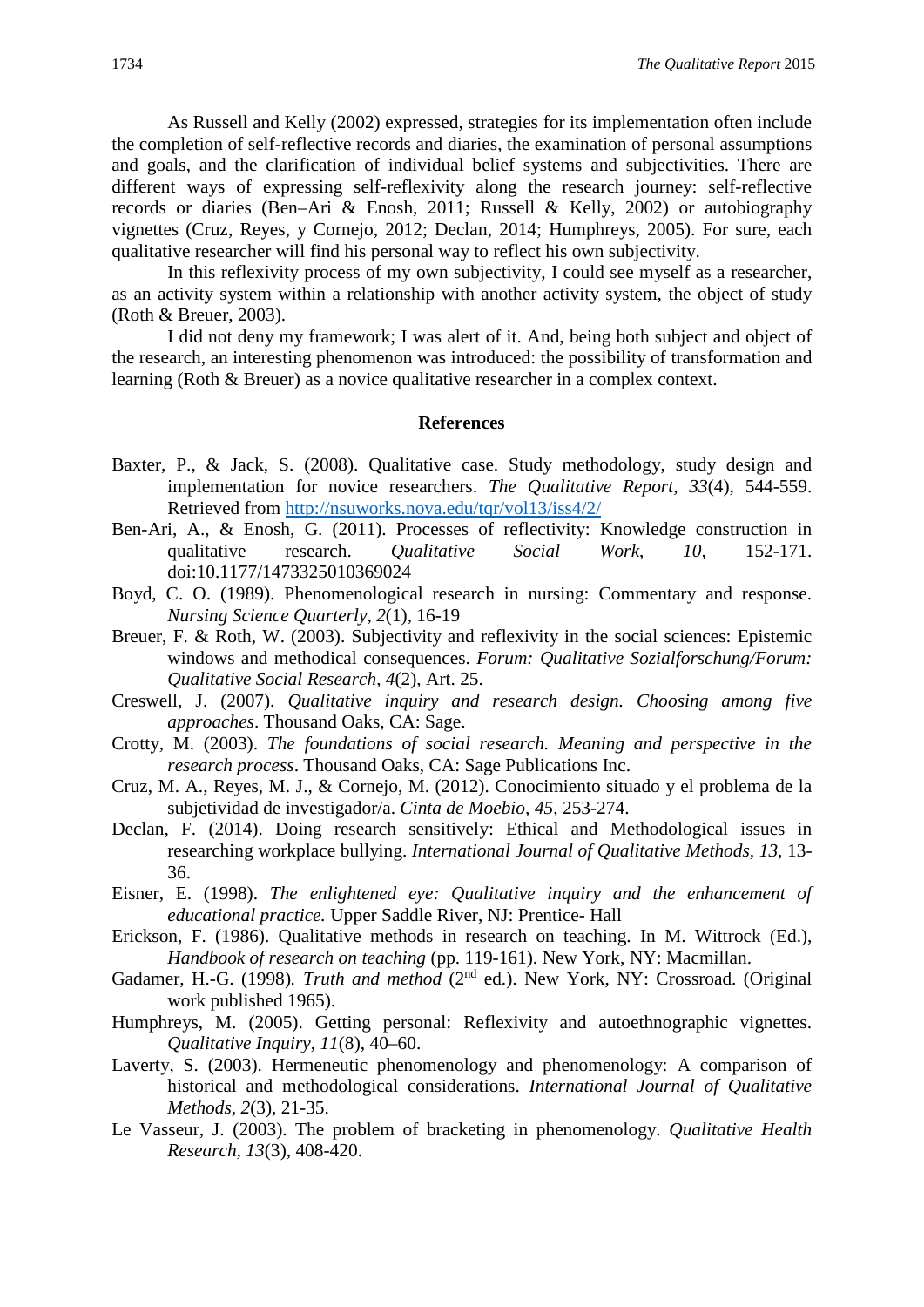As Russell and Kelly (2002) expressed, strategies for its implementation often include the completion of self-reflective records and diaries, the examination of personal assumptions and goals, and the clarification of individual belief systems and subjectivities. There are different ways of expressing self-reflexivity along the research journey: self-reflective records or diaries (Ben–Ari & Enosh, 2011; Russell & Kelly, 2002) or autobiography vignettes (Cruz, Reyes, y Cornejo, 2012; Declan, 2014; Humphreys, 2005). For sure, each qualitative researcher will find his personal way to reflect his own subjectivity.

In this reflexivity process of my own subjectivity, I could see myself as a researcher, as an activity system within a relationship with another activity system, the object of study (Roth & Breuer, 2003).

I did not deny my framework; I was alert of it. And, being both subject and object of the research, an interesting phenomenon was introduced: the possibility of transformation and learning (Roth & Breuer) as a novice qualitative researcher in a complex context.

## References

Baxter, P., & Jack, S. (2008). Qualitative case. Study methodology, study design and implementation for novice researchers. *The Qualitative Report, 33*(4), 544-559. Retrieved from http://nsuworks.nova.edu/tqr/vol13/iss4/2/

Ben-Ari, A., & Enosh, G. (2011). Processes of reflectivity: Knowledge construction in qualitative research. *Qualitative Social Work, 10*, 152-171. doi:10.1177/1473325010369024

Boyd, C. O. (1989). Phenomenological research in nursing: Commentary and response. *Nursing Science Quarterly*, *2*(1), 16-19

Breuer, F. & Roth, W. (2003). Subjectivity and reflexivity in the social sciences: Epistemic windows and methodical consequences. *Forum: Qualitative Sozialforschung/Forum: Qualitative Social Research*, *4*(2), Art. 25.

Creswell, J. (2007). *Qualitative inquiry and research design. Choosing among five approaches*. Thousand Oaks, CA: Sage.

Crotty, M. (2003). *The foundations of social research. Meaning and perspective in the research process*. Thousand Oaks, CA: Sage Publications Inc.

Cruz, M. A., Reyes, M. J., & Cornejo, M. (2012). Conocimiento situado y el problema de la subjetividad de investigador/a. *Cinta de Moebio, 45*, 253-274.

Declan, F. (2014). Doing research sensitively: Ethical and Methodological issues in researching workplace bullying. *International Journal of Qualitative Methods, 13*, 13-36.

Eisner, E. (1998). *The enlightened eye: Qualitative inquiry and the enhancement of educational practice.* Upper Saddle River, NJ: Prentice- Hall

Erickson, F. (1986). Qualitative methods in research on teaching. In M. Wittrock (Ed.), *Handbook of research on teaching* (pp. 119-161). New York, NY: Macmillan.

Gadamer, H.-G. (1998). *Truth and method* (2nd ed.). New York, NY: Crossroad. (Original work published 1965).

Humphreys, M. (2005). Getting personal: Reflexivity and autoethnographic vignettes. *Qualitative Inquiry, 11*(8), 40–60.

Laverty, S. (2003). Hermeneutic phenomenology and phenomenology: A comparison of historical and methodological considerations. *International Journal of Qualitative Methods, 2*(3), 21-35.

Le Vasseur, J. (2003). The problem of bracketing in phenomenology. *Qualitative Health Research, 13*(3), 408-420.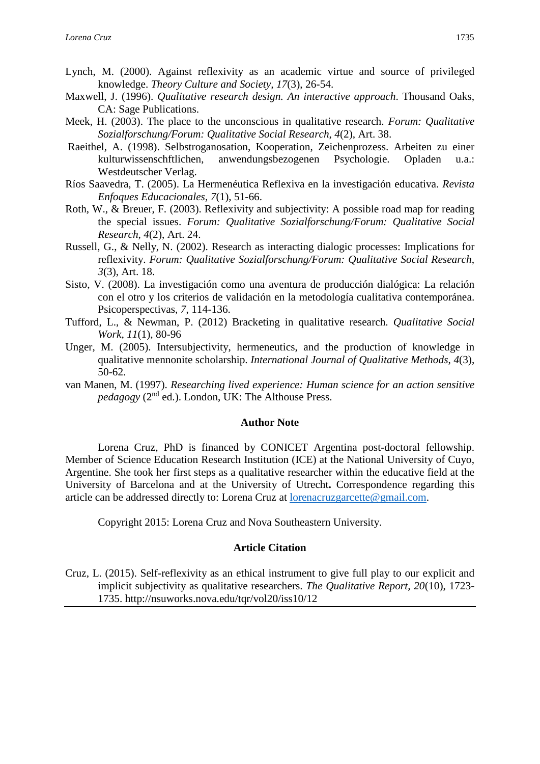Lynch, M. (2000). Against reflexivity as an academic virtue and source of privileged knowledge. *Theory Culture and Society, 17*(3), 26-54.

Maxwell, J. (1996). *Qualitative research design. An interactive approach*. Thousand Oaks, CA: Sage Publications.

Meek, H. (2003). The place to the unconscious in qualitative research. *Forum: Qualitative Sozialforschung/Forum: Qualitative Social Research*, *4*(2), Art. 38.

Raeithel, A. (1998). Selbstroganosation, Kooperation, Zeichenprozess. Arbeiten zu einer kulturwissenschftlichen, anwendungsbezogenen Psychologie. Opladen u.a.: Westdeutscher Verlag.

Ríos Saavedra, T. (2005). La Hermenéutica Reflexiva en la investigación educativa. *Revista Enfoques Educacionales*, *7*(1), 51-66.

Roth, W., & Breuer, F. (2003). Reflexivity and subjectivity: A possible road map for reading the special issues. *Forum: Qualitative Sozialforschung/Forum: Qualitative Social Research*, *4*(2), Art. 24.

Russell, G., & Nelly, N. (2002). Research as interacting dialogic processes: Implications for reflexivity. *Forum: Qualitative Sozialforschung/Forum: Qualitative Social Research*, *3*(3), Art. 18.

Sisto, V. (2008). La investigación como una aventura de producción dialógica: La relación con el otro y los criterios de validación en la metodología cualitativa contemporánea. Psicoperspectivas, *7*, 114-136.

Tufford, L., & Newman, P. (2012) Bracketing in qualitative research. *Qualitative Social Work*, *11*(1), 80-96

Unger, M. (2005). Intersubjectivity, hermeneutics, and the production of knowledge in qualitative mennonite scholarship. *International Journal of Qualitative Methods*, *4*(3), 50-62.

van Manen, M. (1997). *Researching lived experience: Human science for an action sensitive pedagogy* (2nd ed.). London, UK: The Althouse Press.

## Author Note

Lorena Cruz, PhD is financed by CONICET Argentina post-doctoral fellowship. Member of Science Education Research Institution (ICE) at the National University of Cuyo, Argentine. She took her first steps as a qualitative researcher within the educative field at the University of Barcelona and at the University of Utrecht**.** Correspondence regarding this article can be addressed directly to: Lorena Cruz at lorenacruzgarcette@gmail.com.

Copyright 2015: Lorena Cruz and Nova Southeastern University.

## Article Citation

Cruz, L. (2015). Self-reflexivity as an ethical instrument to give full play to our explicit and implicit subjectivity as qualitative researchers. *The Qualitative Report*, *20*(10), 1723-1735. http://nsuworks.nova.edu/tqr/vol20/iss10/12